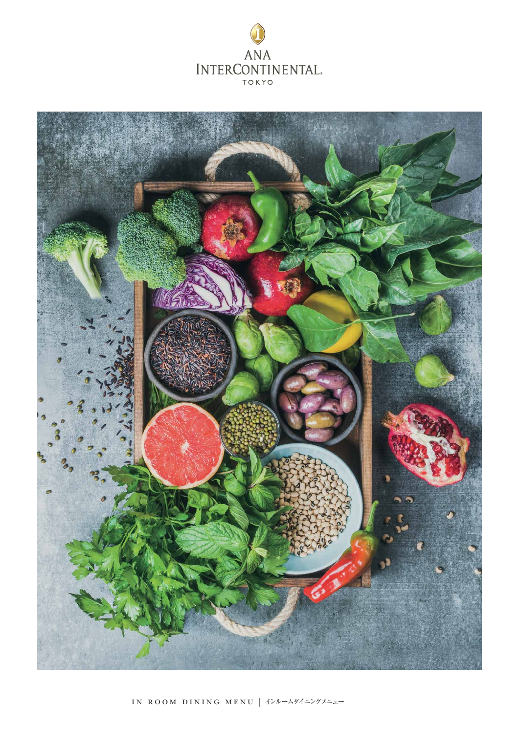ANA
INTERCONTINENTAL.
TOKYO

IN ROOM DINING MENU | インルームダイニングメニュー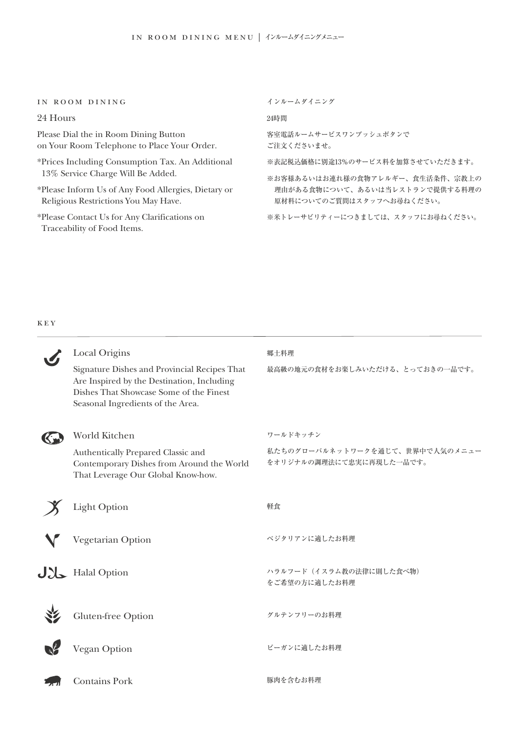## IN ROOM DINING

24 Hours

Please Dial the in Room Dining Button on Your Room Telephone to Place Your Order.

*Prices Including Consumption Tax. An Additional 13% Service Charge Will Be Added.

*Please Inform Us of Any Food Allergies, Dietary or Religious Restrictions You May Have.

*Please Contact Us for Any Clarifications on Traceability of Food Items.

## インルームダイニング

24時間

客室電話ルームサービスワンプッシュボタンでご注文くださいませ。

※表記税込価格に別途13%のサービス料を加算させていただきます。

※お客様あるいはお連れ様の食物アレルギー、食生活条件、宗教上の理由がある食物について、あるいは当レストランで提供する料理の原材料についてのご質問はスタッフへお尋ねください。

※米トレーサビリティーにつきましては、スタッフにお尋ねください。

## KEY

**Local Origins**
Signature Dishes and Provincial Recipes That Are Inspired by the Destination, Including Dishes That Showcase Some of the Finest Seasonal Ingredients of the Area.

**郷土料理**
最高級の地元の食材をお楽しみいただける、とっておきの一品です。

**World Kitchen**
Authentically Prepared Classic and Contemporary Dishes from Around the World That Leverage Our Global Know-how.

**ワールドキッチン**
私たちのグローバルネットワークを通じて、世界中で人気のメニューをオリジナルの調理法にて忠実に再現した一品です。

| Key | English | 日本語 |
|---|---|---|
| Light Option | Light Option | 軽食 |
| Vegetarian Option | Vegetarian Option | ベジタリアンに適したお料理 |
| Halal Option | Halal Option | ハラルフード（イスラム教の法律に則した食べ物）をご希望の方に適したお料理 |
| Gluten-free Option | Gluten-free Option | グルテンフリーのお料理 |
| Vegan Option | Vegan Option | ビーガンに適したお料理 |
| Contains Pork | Contains Pork | 豚肉を含むお料理 |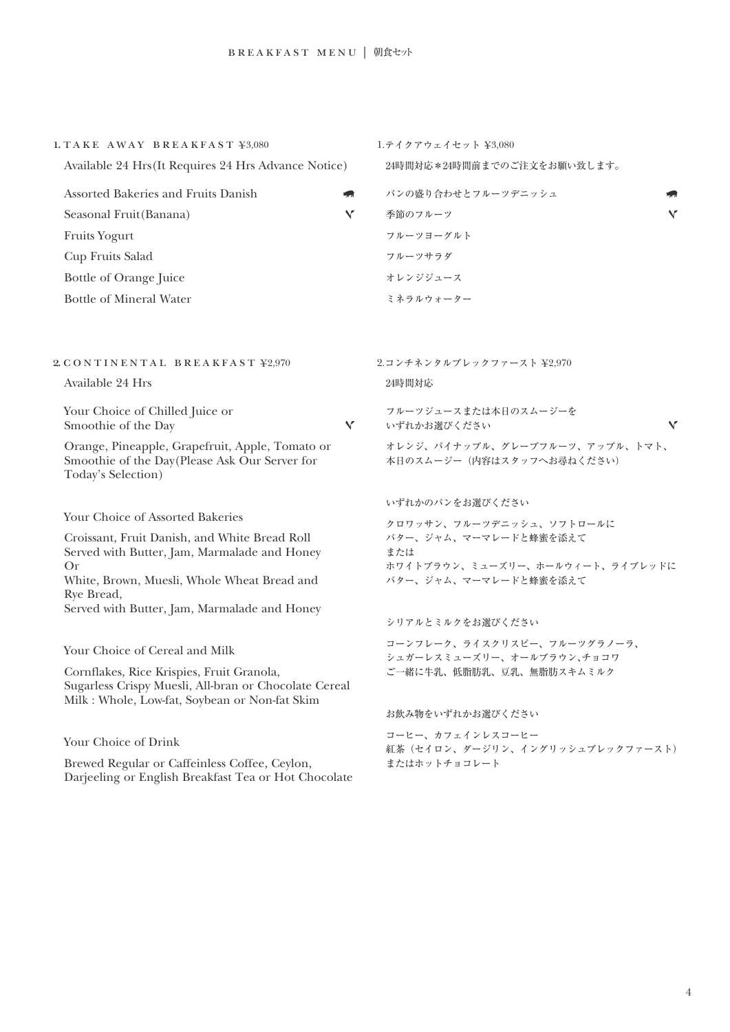# BREAKFAST MENU | 朝食セット

## 1. TAKE AWAY BREAKFAST ¥3,080

Available 24 Hrs(It Requires 24 Hrs Advance Notice)

- Assorted Bakeries and Fruits Danish
- Seasonal Fruit(Banana) V
- Fruits Yogurt
- Cup Fruits Salad
- Bottle of Orange Juice
- Bottle of Mineral Water

## 1.テイクアウェイセット ¥3,080

24時間対応＊24時間前までのご注文をお願い致します。

- パンの盛り合わせとフルーツデニッシュ
- 季節のフルーツ V
- フルーツヨーグルト
- フルーツサラダ
- オレンジジュース
- ミネラルウォーター

## 2. CONTINENTAL BREAKFAST ¥2,970

Available 24 Hrs

**Your Choice of Chilled Juice or Smoothie of the Day** V

Orange, Pineapple, Grapefruit, Apple, Tomato or Smoothie of the Day(Please Ask Our Server for Today's Selection)

**Your Choice of Assorted Bakeries**

Croissant, Fruit Danish, and White Bread Roll
Served with Butter, Jam, Marmalade and Honey
Or
White, Brown, Muesli, Whole Wheat Bread and Rye Bread,
Served with Butter, Jam, Marmalade and Honey

**Your Choice of Cereal and Milk**

Cornflakes, Rice Krispies, Fruit Granola, Sugarless Crispy Muesli, All-bran or Chocolate Cereal
Milk : Whole, Low-fat, Soybean or Non-fat Skim

**Your Choice of Drink**

Brewed Regular or Caffeinless Coffee, Ceylon, Darjeeling or English Breakfast Tea or Hot Chocolate

## 2.コンチネンタルブレックファースト ¥2,970

24時間対応

**フルーツジュースまたは本日のスムージーをいずれかお選びください** V

オレンジ、パイナップル、グレープフルーツ、アップル、トマト、本日のスムージー（内容はスタッフへお尋ねください）

**いずれかのパンをお選びください**

クロワッサン、フルーツデニッシュ、ソフトロールに
バター、ジャム、マーマレードと蜂蜜を添えて
または
ホワイトブラウン、ミューズリー、ホールウィート、ライブレッドに
バター、ジャム、マーマレードと蜂蜜を添えて

**シリアルとミルクをお選びください**

コーンフレーク、ライスクリスピー、フルーツグラノーラ、
シュガーレスミューズリー、オールブラウン､チョコワ
ご一緒に牛乳、低脂肪乳、豆乳、無脂肪スキムミルク

**お飲み物をいずれかお選びください**

コーヒー、カフェインレスコーヒー
紅茶（セイロン、ダージリン、イングリッシュブレックファースト）
またはホットチョコレート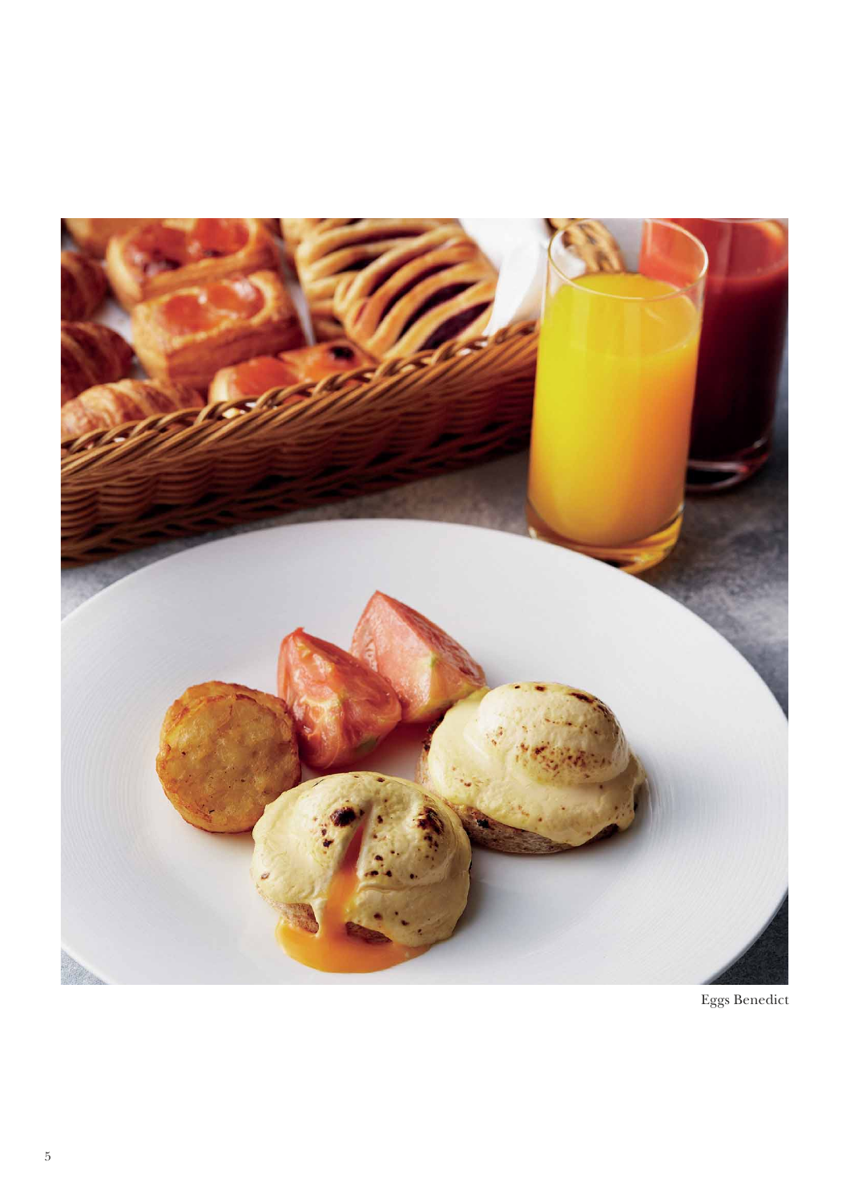Eggs Benedict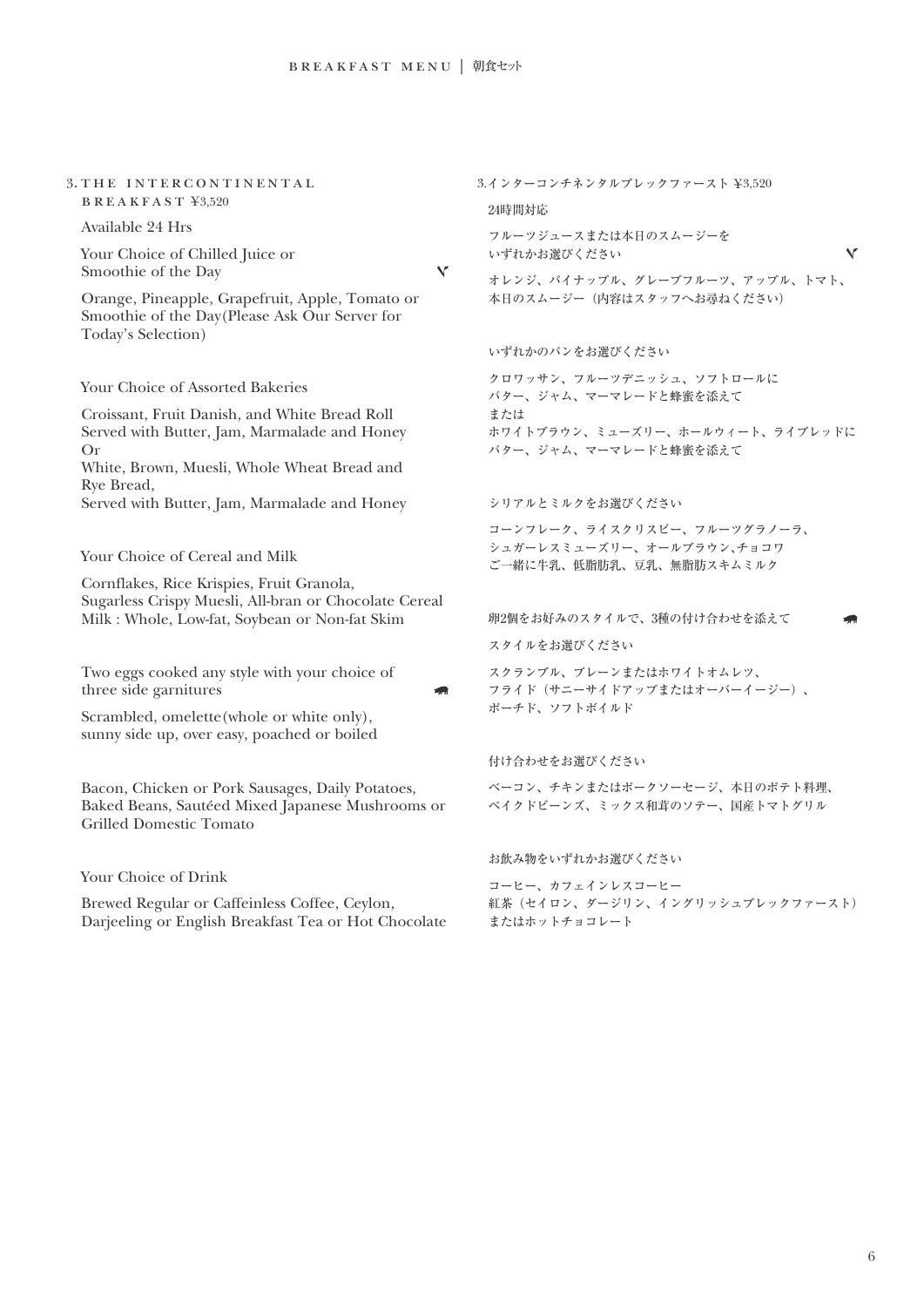# 3. THE INTERCONTINENTAL BREAKFAST ¥3,520

Available 24 Hrs

Your Choice of Chilled Juice or Smoothie of the Day

Orange, Pineapple, Grapefruit, Apple, Tomato or Smoothie of the Day(Please Ask Our Server for Today's Selection)

Your Choice of Assorted Bakeries

Croissant, Fruit Danish, and White Bread Roll
Served with Butter, Jam, Marmalade and Honey
Or
White, Brown, Muesli, Whole Wheat Bread and Rye Bread,
Served with Butter, Jam, Marmalade and Honey

Your Choice of Cereal and Milk

Cornflakes, Rice Krispies, Fruit Granola,
Sugarless Crispy Muesli, All-bran or Chocolate Cereal
Milk : Whole, Low-fat, Soybean or Non-fat Skim

Two eggs cooked any style with your choice of three side garnitures

Scrambled, omelette(whole or white only), sunny side up, over easy, poached or boiled

Bacon, Chicken or Pork Sausages, Daily Potatoes, Baked Beans, Sautéed Mixed Japanese Mushrooms or Grilled Domestic Tomato

Your Choice of Drink

Brewed Regular or Caffeinless Coffee, Ceylon, Darjeeling or English Breakfast Tea or Hot Chocolate

# 3.インターコンチネンタルブレックファースト ¥3,520

24時間対応

フルーツジュースまたは本日のスムージーをいずれかお選びください

オレンジ、パイナップル、グレープフルーツ、アップル、トマト、本日のスムージー（内容はスタッフへお尋ねください）

いずれかのパンをお選びください

クロワッサン、フルーツデニッシュ、ソフトロールにバター、ジャム、マーマレードと蜂蜜を添えて
または
ホワイトブラウン、ミューズリー、ホールウィート、ライブレッドにバター、ジャム、マーマレードと蜂蜜を添えて

シリアルとミルクをお選びください

コーンフレーク、ライスクリスピー、フルーツグラノーラ、シュガーレスミューズリー、オールブラウン､チョコワ
ご一緒に牛乳、低脂肪乳、豆乳、無脂肪スキムミルク

卵2個をお好みのスタイルで、3種の付け合わせを添えて

スタイルをお選びください

スクランブル、プレーンまたはホワイトオムレツ、フライド（サニーサイドアップまたはオーバーイージー）、ポーチド、ソフトボイルド

付け合わせをお選びください

ベーコン、チキンまたはポークソーセージ、本日のポテト料理、ベイクドビーンズ、ミックス和茸のソテー、国産トマトグリル

お飲み物をいずれかお選びください

コーヒー、カフェインレスコーヒー
紅茶（セイロン、ダージリン、イングリッシュブレックファースト）
またはホットチョコレート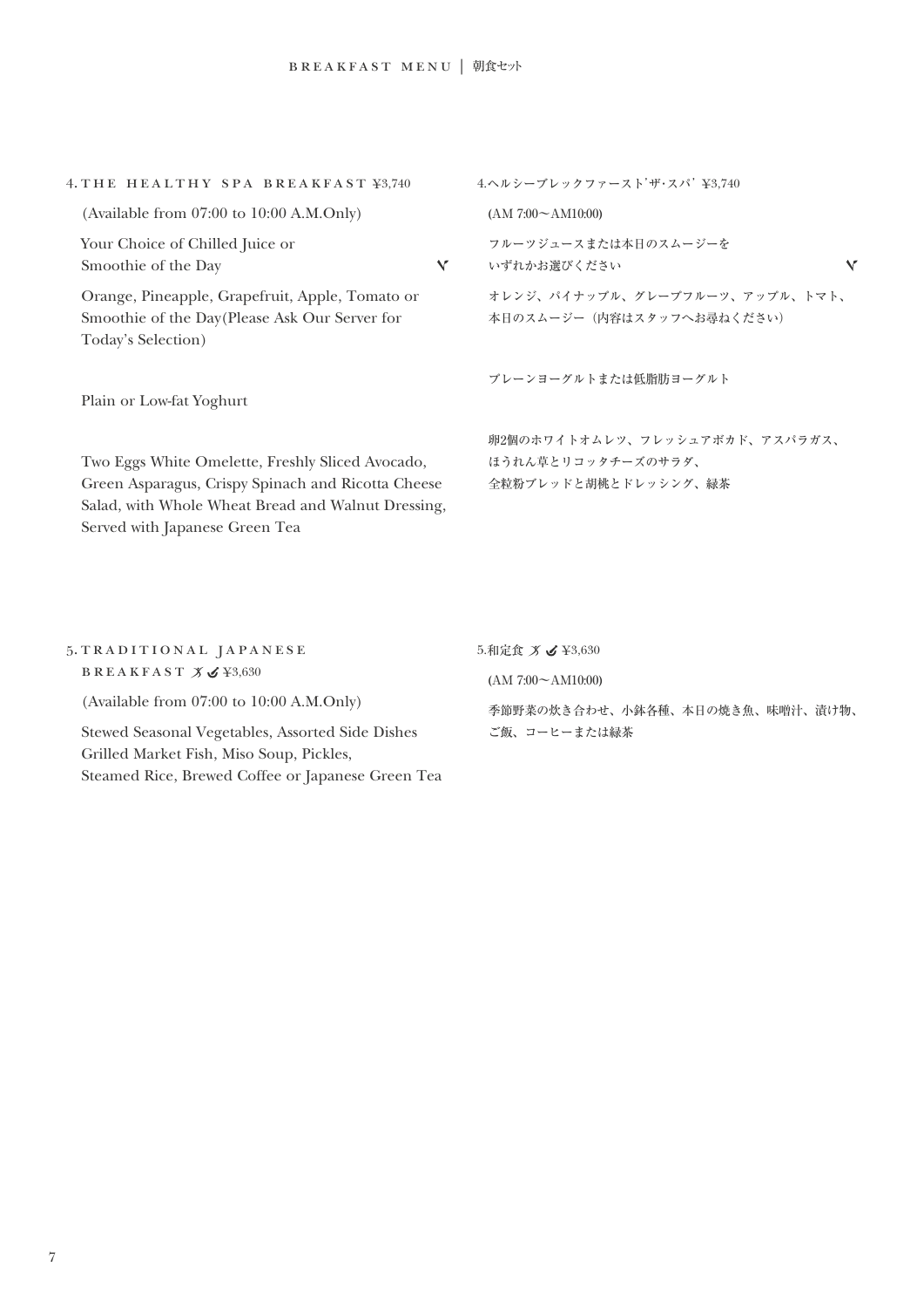# BREAKFAST MENU | 朝食セット

## 4. THE HEALTHY SPA BREAKFAST ¥3,740

(Available from 07:00 to 10:00 A.M.Only)

Your Choice of Chilled Juice or Smoothie of the Day V

Orange, Pineapple, Grapefruit, Apple, Tomato or Smoothie of the Day(Please Ask Our Server for Today's Selection)

Plain or Low-fat Yoghurt

Two Eggs White Omelette, Freshly Sliced Avocado, Green Asparagus, Crispy Spinach and Ricotta Cheese Salad, with Whole Wheat Bread and Walnut Dressing, Served with Japanese Green Tea

## 4.ヘルシーブレックファースト'ザ・スパ' ¥3,740

(AM 7:00〜AM10:00)

フルーツジュースまたは本日のスムージーを
いずれかお選びください V

オレンジ、パイナップル、グレープフルーツ、アップル、トマト、
本日のスムージー（内容はスタッフへお尋ねください）

プレーンヨーグルトまたは低脂肪ヨーグルト

卵2個のホワイトオムレツ、フレッシュアボカド、アスパラガス、
ほうれん草とリコッタチーズのサラダ、
全粒粉ブレッドと胡桃とドレッシング、緑茶

## 5. TRADITIONAL JAPANESE BREAKFAST ¥3,630

(Available from 07:00 to 10:00 A.M.Only)

Stewed Seasonal Vegetables, Assorted Side Dishes
Grilled Market Fish, Miso Soup, Pickles,
Steamed Rice, Brewed Coffee or Japanese Green Tea

## 5.和定食 ¥3,630

(AM 7:00〜AM10:00)

季節野菜の炊き合わせ、小鉢各種、本日の焼き魚、味噌汁、漬け物、
ご飯、コーヒーまたは緑茶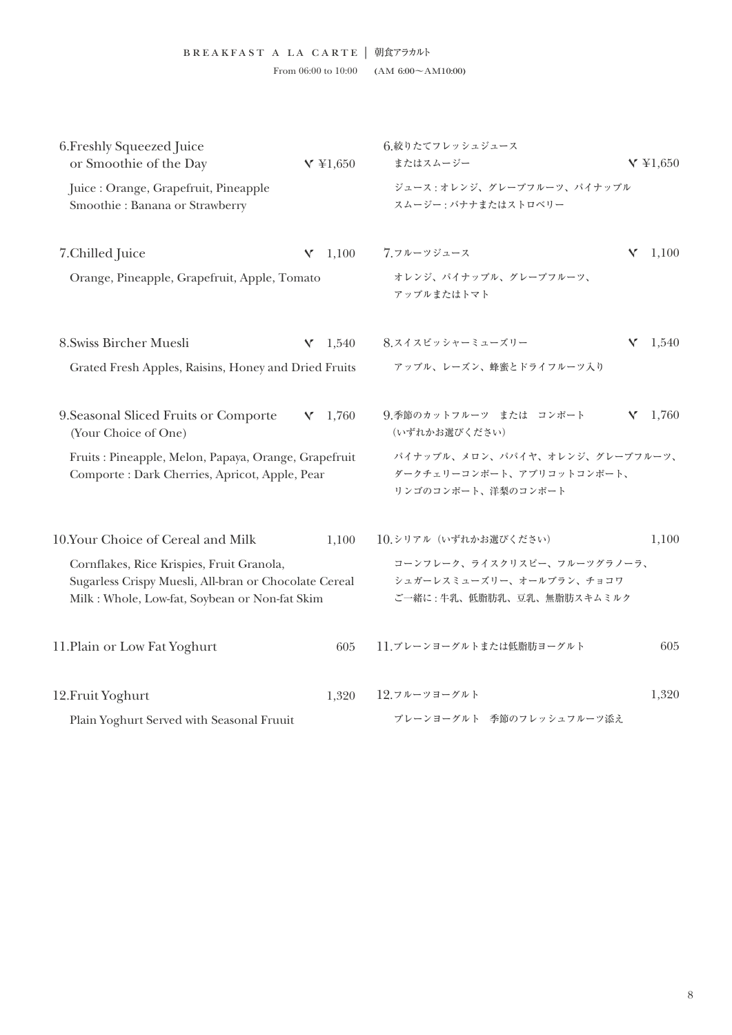## BREAKFAST A LA CARTE | 朝食アラカルト

From 06:00 to 10:00 (AM 6:00～AM10:00)

**6.Freshly Squeezed Juice or Smoothie of the Day** V ¥1,650

Juice : Orange, Grapefruit, Pineapple
Smoothie : Banana or Strawberry

**6.絞りたてフレッシュジュース またはスムージー** V ¥1,650

ジュース : オレンジ、グレープフルーツ、パイナップル
スムージー : バナナまたはストロベリー

**7.Chilled Juice** V 1,100

Orange, Pineapple, Grapefruit, Apple, Tomato

**7.フルーツジュース** V 1,100

オレンジ、パイナップル、グレープフルーツ、アップルまたはトマト

**8.Swiss Bircher Muesli** V 1,540

Grated Fresh Apples, Raisins, Honey and Dried Fruits

**8.スイスビッシャーミューズリー** V 1,540

アップル、レーズン、蜂蜜とドライフルーツ入り

**9.Seasonal Sliced Fruits or Comporte (Your Choice of One)** V 1,760

Fruits : Pineapple, Melon, Papaya, Orange, Grapefruit
Comporte : Dark Cherries, Apricot, Apple, Pear

**9.季節のカットフルーツ または コンポート（いずれかお選びください）** V 1,760

パイナップル、メロン、パパイヤ、オレンジ、グレープフルーツ、
ダークチェリーコンポート、アプリコットコンポート、
リンゴのコンポート、洋梨のコンポート

**10.Your Choice of Cereal and Milk** 1,100

Cornflakes, Rice Krispies, Fruit Granola,
Sugarless Crispy Muesli, All-bran or Chocolate Cereal
Milk : Whole, Low-fat, Soybean or Non-fat Skim

**10.シリアル（いずれかお選びください）** 1,100

コーンフレーク、ライスクリスピー、フルーツグラノーラ、
シュガーレスミューズリー、オールブラン、チョコワ
ご一緒に : 牛乳、低脂肪乳、豆乳、無脂肪スキムミルク

**11.Plain or Low Fat Yoghurt** 605

**11.プレーンヨーグルトまたは低脂肪ヨーグルト** 605

**12.Fruit Yoghurt** 1,320

Plain Yoghurt Served with Seasonal Fruuit

**12.フルーツヨーグルト** 1,320

プレーンヨーグルト 季節のフレッシュフルーツ添え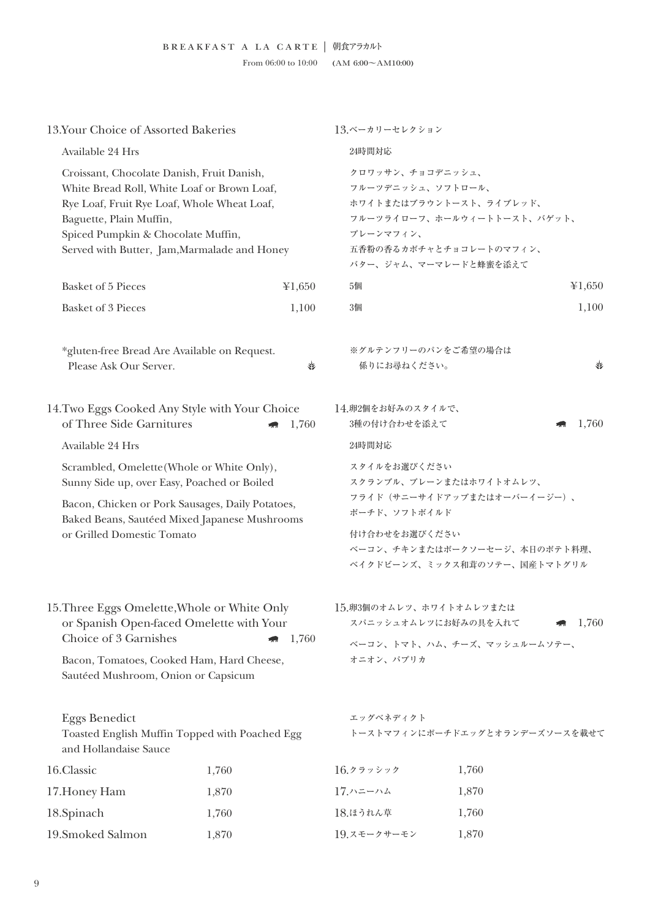BREAKFAST A LA CARTE | 朝食アラカルト

From 06:00 to 10:00 (AM 6:00～AM10:00)

## 13.Your Choice of Assorted Bakeries

Available 24 Hrs

Croissant, Chocolate Danish, Fruit Danish, White Bread Roll, White Loaf or Brown Loaf, Rye Loaf, Fruit Rye Loaf, Whole Wheat Loaf, Baguette, Plain Muffin, Spiced Pumpkin & Chocolate Muffin, Served with Butter, Jam,Marmalade and Honey

| | |
|---|---|
| Basket of 5 Pieces | ¥1,650 |
| Basket of 3 Pieces | 1,100 |

*gluten-free Bread Are Available on Request. Please Ask Our Server.

## 13.ベーカリーセレクション

24時間対応

クロワッサン、チョコデニッシュ、フルーツデニッシュ、ソフトロール、ホワイトまたはブラウントースト、ライブレッド、フルーツライローフ、ホールウィートトースト、バゲット、プレーンマフィン、五香粉の香るカボチャとチョコレートのマフィン、バター、ジャム、マーマレードと蜂蜜を添えて

| | |
|---|---|
| 5個 | ¥1,650 |
| 3個 | 1,100 |

※グルテンフリーのパンをご希望の場合は係りにお尋ねください。

## 14.Two Eggs Cooked Any Style with Your Choice of Three Side Garnitures — 1,760

Available 24 Hrs

Scrambled, Omelette(Whole or White Only), Sunny Side up, over Easy, Poached or Boiled

Bacon, Chicken or Pork Sausages, Daily Potatoes, Baked Beans, Sautéed Mixed Japanese Mushrooms or Grilled Domestic Tomato

## 14.卵2個をお好みのスタイルで、3種の付け合わせを添えて — 1,760

24時間対応

スタイルをお選びください
スクランブル、プレーンまたはホワイトオムレツ、フライド（サニーサイドアップまたはオーバーイージー）、ポーチド、ソフトボイルド

付け合わせをお選びください
ベーコン、チキンまたはポークソーセージ、本日のポテト料理、ベイクドビーンズ、ミックス和茸のソテー、国産トマトグリル

## 15.Three Eggs Omelette,Whole or White Only or Spanish Open-faced Omelette with Your Choice of 3 Garnishes — 1,760

Bacon, Tomatoes, Cooked Ham, Hard Cheese, Sautéed Mushroom, Onion or Capsicum

## 15.卵3個のオムレツ、ホワイトオムレツまたはスパニッシュオムレツにお好みの具を入れて — 1,760

ベーコン、トマト、ハム、チーズ、マッシュルームソテー、オニオン、パプリカ

## Eggs Benedict

Toasted English Muffin Topped with Poached Egg and Hollandaise Sauce

| | |
|---|---|
| 16.Classic | 1,760 |
| 17.Honey Ham | 1,870 |
| 18.Spinach | 1,760 |
| 19.Smoked Salmon | 1,870 |

## エッグベネディクト

トーストマフィンにポーチドエッグとオランデーズソースを載せて

| | |
|---|---|
| 16.クラッシック | 1,760 |
| 17.ハニーハム | 1,870 |
| 18.ほうれん草 | 1,760 |
| 19.スモークサーモン | 1,870 |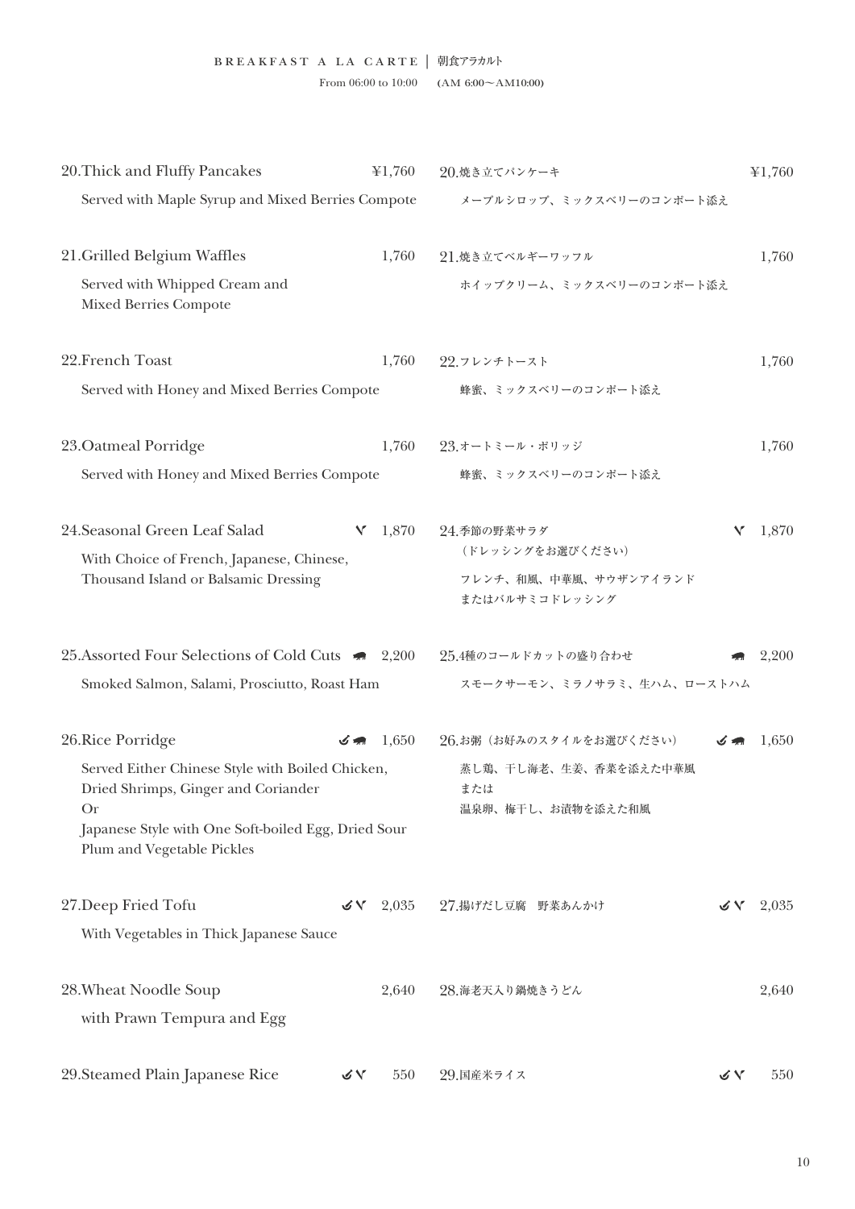## BREAKFAST A LA CARTE | 朝食アラカルト

From 06:00 to 10:00 (AM 6:00～AM10:00)

**20.Thick and Fluffy Pancakes** ¥1,760

Served with Maple Syrup and Mixed Berries Compote

**20.焼き立てパンケーキ** ¥1,760

メープルシロップ、ミックスベリーのコンポート添え

**21.Grilled Belgium Waffles** 1,760

Served with Whipped Cream and Mixed Berries Compote

**21.焼き立てベルギーワッフル** 1,760

ホイップクリーム、ミックスベリーのコンポート添え

**22.French Toast** 1,760

Served with Honey and Mixed Berries Compote

**22.フレンチトースト** 1,760

蜂蜜、ミックスベリーのコンポート添え

**23.Oatmeal Porridge** 1,760

Served with Honey and Mixed Berries Compote

**23.オートミール・ポリッジ** 1,760

蜂蜜、ミックスベリーのコンポート添え

**24.Seasonal Green Leaf Salad** 1,870

With Choice of French, Japanese, Chinese, Thousand Island or Balsamic Dressing

**24.季節の野菜サラダ** 1,870

（ドレッシングをお選びください）

フレンチ、和風、中華風、サウザンアイランド
またはバルサミコドレッシング

**25.Assorted Four Selections of Cold Cuts** 2,200

Smoked Salmon, Salami, Prosciutto, Roast Ham

**25.4種のコールドカットの盛り合わせ** 2,200

スモークサーモン、ミラノサラミ、生ハム、ローストハム

**26.Rice Porridge** 1,650

Served Either Chinese Style with Boiled Chicken, Dried Shrimps, Ginger and Coriander
Or
Japanese Style with One Soft-boiled Egg, Dried Sour Plum and Vegetable Pickles

**26.お粥（お好みのスタイルをお選びください）** 1,650

蒸し鶏、干し海老、生姜、香菜を添えた中華風
または
温泉卵、梅干し、お漬物を添えた和風

**27.Deep Fried Tofu** 2,035

With Vegetables in Thick Japanese Sauce

**27.揚げだし豆腐　野菜あんかけ** 2,035

**28.Wheat Noodle Soup** 2,640

with Prawn Tempura and Egg

**28.海老天入り鍋焼きうどん** 2,640

**29.Steamed Plain Japanese Rice** 550

**29.国産米ライス** 550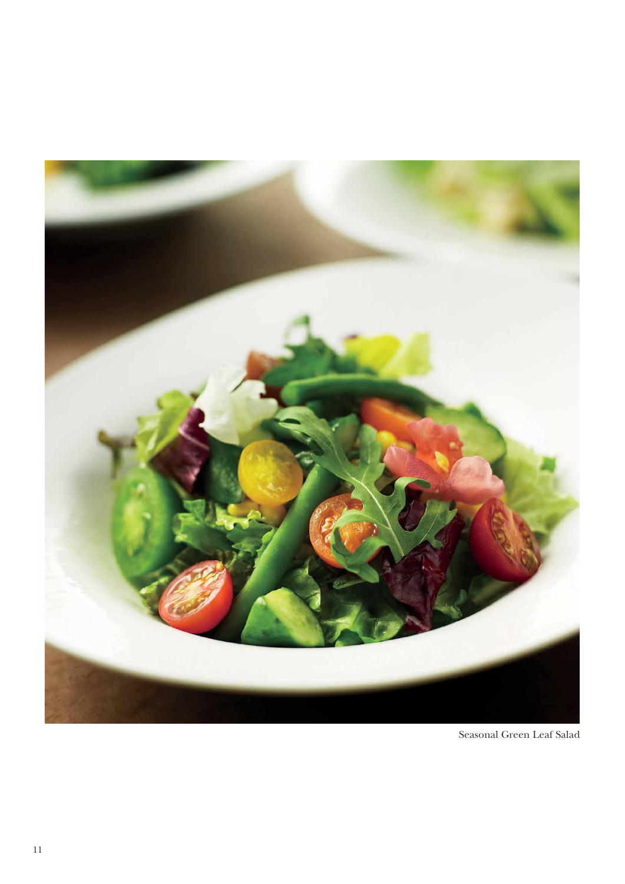Seasonal Green Leaf Salad